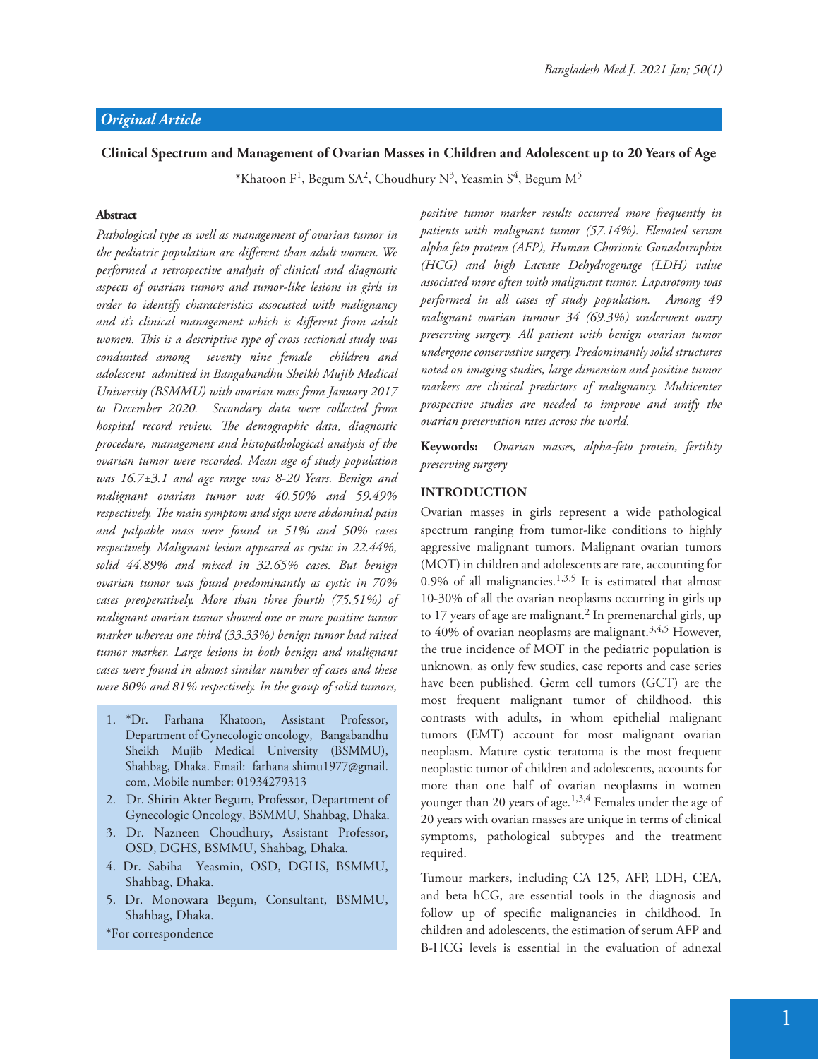## Original Article

# Clinical Spectrum and Management of Ovarian Masses in Children and Adolescent up to 20 Years of Age

*Khatoon F[1], Begum SA[2], Choudhury N[3], Yeasmin S[4], Begum M[5]

### Abstract

*Pathological type as well as management of ovarian tumor in the pediatric population are different than adult women. We performed a retrospective analysis of clinical and diagnostic aspects of ovarian tumors and tumor-like lesions in girls in order to identify characteristics associated with malignancy and it's clinical management which is different from adult women. This is a descriptive type of cross sectional study was condunted among seventy nine female children and adolescent admitted in Bangabandhu Sheikh Mujib Medical University (BSMMU) with ovarian mass from January 2017 to December 2020. Secondary data were collected from hospital record review. The demographic data, diagnostic procedure, management and histopathological analysis of the ovarian tumor were recorded. Mean age of study population was 16.7±3.1 and age range was 8-20 Years. Benign and malignant ovarian tumor was 40.50% and 59.49% respectively. The main symptom and sign were abdominal pain and palpable mass were found in 51% and 50% cases respectively. Malignant lesion appeared as cystic in 22.44%, solid 44.89% and mixed in 32.65% cases. But benign ovarian tumor was found predominantly as cystic in 70% cases preoperatively. More than three fourth (75.51%) of malignant ovarian tumor showed one or more positive tumor marker whereas one third (33.33%) benign tumor had raised tumor marker. Large lesions in both benign and malignant cases were found in almost similar number of cases and these were 80% and 81% respectively. In the group of solid tumors, positive tumor marker results occurred more frequently in patients with malignant tumor (57.14%). Elevated serum alpha feto protein (AFP), Human Chorionic Gonadotrophin (HCG) and high Lactate Dehydrogenage (LDH) value associated more often with malignant tumor. Laparotomy was performed in all cases of study population. Among 49 malignant ovarian tumour 34 (69.3%) underwent ovary preserving surgery. All patient with benign ovarian tumor undergone conservative surgery. Predominantly solid structures noted on imaging studies, large dimension and positive tumor markers are clinical predictors of malignancy. Multicenter prospective studies are needed to improve and unify the ovarian preservation rates across the world.*

**Keywords:** *Ovarian masses, alpha-feto protein, fertility preserving surgery*

1. *Dr. Farhana Khatoon, Assistant Professor, Department of Gynecologic oncology, Bangabandhu Sheikh Mujib Medical University (BSMMU), Shahbag, Dhaka. Email: farhana shimu1977@gmail.com, Mobile number: 01934279313
2. Dr. Shirin Akter Begum, Professor, Department of Gynecologic Oncology, BSMMU, Shahbag, Dhaka.
3. Dr. Nazneen Choudhury, Assistant Professor, OSD, DGHS, BSMMU, Shahbag, Dhaka.
4. Dr. Sabiha Yeasmin, OSD, DGHS, BSMMU, Shahbag, Dhaka.
5. Dr. Monowara Begum, Consultant, BSMMU, Shahbag, Dhaka.

*For correspondence

## INTRODUCTION

Ovarian masses in girls represent a wide pathological spectrum ranging from tumor-like conditions to highly aggressive malignant tumors. Malignant ovarian tumors (MOT) in children and adolescents are rare, accounting for 0.9% of all malignancies.[1,3,5] It is estimated that almost 10-30% of all the ovarian neoplasms occurring in girls up to 17 years of age are malignant.[2] In premenarchal girls, up to 40% of ovarian neoplasms are malignant.[3,4,5] However, the true incidence of MOT in the pediatric population is unknown, as only few studies, case reports and case series have been published. Germ cell tumors (GCT) are the most frequent malignant tumor of childhood, this contrasts with adults, in whom epithelial malignant tumors (EMT) account for most malignant ovarian neoplasm. Mature cystic teratoma is the most frequent neoplastic tumor of children and adolescents, accounts for more than one half of ovarian neoplasms in women younger than 20 years of age.[1,3,4] Females under the age of 20 years with ovarian masses are unique in terms of clinical symptoms, pathological subtypes and the treatment required.

Tumour markers, including CA 125, AFP, LDH, CEA, and beta hCG, are essential tools in the diagnosis and follow up of specific malignancies in childhood. In children and adolescents, the estimation of serum AFP and B-HCG levels is essential in the evaluation of adnexal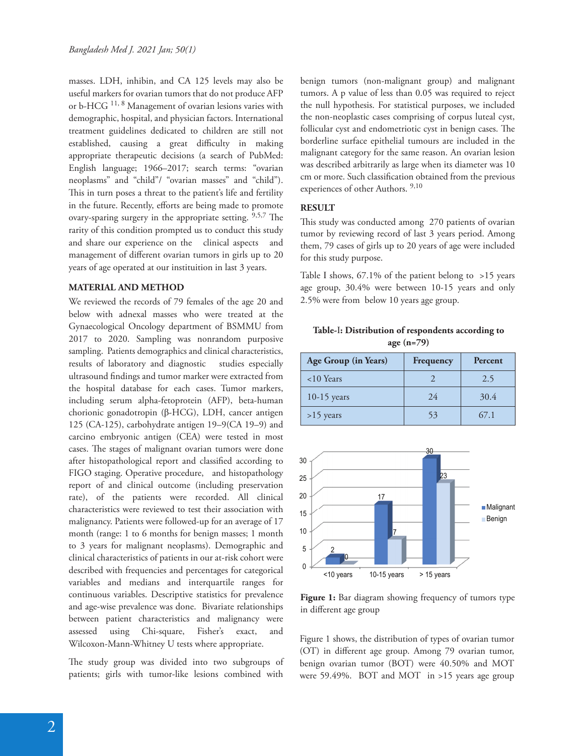masses. LDH, inhibin, and CA 125 levels may also be useful markers for ovarian tumors that do not produce AFP or b-HCG [11, 8] Management of ovarian lesions varies with demographic, hospital, and physician factors. International treatment guidelines dedicated to children are still not established, causing a great difficulty in making appropriate therapeutic decisions (a search of PubMed: English language; 1966–2017; search terms: "ovarian neoplasms" and "child"/ "ovarian masses" and "child"). This in turn poses a threat to the patient's life and fertility in the future. Recently, efforts are being made to promote ovary-sparing surgery in the appropriate setting. [9,5,7] The rarity of this condition prompted us to conduct this study and share our experience on the clinical aspects and management of different ovarian tumors in girls up to 20 years of age operated at our instituition in last 3 years.

## MATERIAL AND METHOD

We reviewed the records of 79 females of the age 20 and below with adnexal masses who were treated at the Gynaecological Oncology department of BSMMU from 2017 to 2020. Sampling was nonrandom purposive sampling. Patients demographics and clinical characteristics, results of laboratory and diagnostic studies especially ultrasound findings and tumor marker were extracted from the hospital database for each cases. Tumor markers, including serum alpha-fetoprotein (AFP), beta-human chorionic gonadotropin (β-HCG), LDH, cancer antigen 125 (CA-125), carbohydrate antigen 19–9(CA 19–9) and carcino embryonic antigen (CEA) were tested in most cases. The stages of malignant ovarian tumors were done after histopathological report and classified according to FIGO staging. Operative procedure, and histopathology report of and clinical outcome (including preservation rate), of the patients were recorded. All clinical characteristics were reviewed to test their association with malignancy. Patients were followed-up for an average of 17 month (range: 1 to 6 months for benign masses; 1 month to 3 years for malignant neoplasms). Demographic and clinical characteristics of patients in our at-risk cohort were described with frequencies and percentages for categorical variables and medians and interquartile ranges for continuous variables. Descriptive statistics for prevalence and age-wise prevalence was done. Bivariate relationships between patient characteristics and malignancy were assessed using Chi-square, Fisher's exact, and Wilcoxon-Mann-Whitney U tests where appropriate.

The study group was divided into two subgroups of patients; girls with tumor-like lesions combined with benign tumors (non-malignant group) and malignant tumors. A p value of less than 0.05 was required to reject the null hypothesis. For statistical purposes, we included the non-neoplastic cases comprising of corpus luteal cyst, follicular cyst and endometriotic cyst in benign cases. The borderline surface epithelial tumours are included in the malignant category for the same reason. An ovarian lesion was described arbitrarily as large when its diameter was 10 cm or more. Such classification obtained from the previous experiences of other Authors. [9,10]

## RESULT

This study was conducted among 270 patients of ovarian tumor by reviewing record of last 3 years period. Among them, 79 cases of girls up to 20 years of age were included for this study purpose.

Table I shows, 67.1% of the patient belong to >15 years age group, 30.4% were between 10-15 years and only 2.5% were from below 10 years age group.

**Table-I: Distribution of respondents according to age (n=79)**

| Age Group (in Years) | Frequency | Percent |
|---|---|---|
| <10 Years | 2 | 2.5 |
| 10-15 years | 24 | 30.4 |
| >15 years | 53 | 67.1 |

**Figure 1:** Bar diagram showing frequency of tumors type in different age group

Figure 1 shows, the distribution of types of ovarian tumor (OT) in different age group. Among 79 ovarian tumor, benign ovarian tumor (BOT) were 40.50% and MOT were 59.49%. BOT and MOT in >15 years age group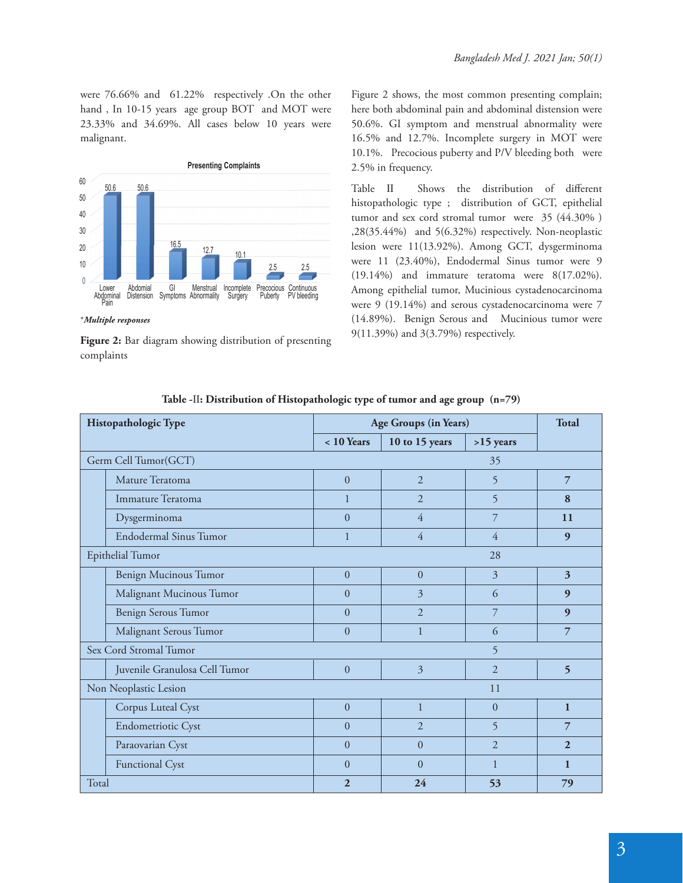were 76.66% and 61.22% respectively .On the other hand , In 10-15 years age group BOT and MOT were 23.33% and 34.69%. All cases below 10 years were malignant.

**Presenting Complaints**

| Complaint | % |
|---|---|
| Lower Abdominal Pain | 50.6 |
| Abdomial Distension | 50.6 |
| GI Symptoms | 16.5 |
| Menstrual Abnormality | 12.7 |
| Incomplete Surgery | 10.1 |
| Precocious Puberty | 2.5 |
| Continuous PV bleeding | 2.5 |

**\*Multiple responses**

**Figure 2:** Bar diagram showing distribution of presenting complaints

Figure 2 shows, the most common presenting complain; here both abdominal pain and abdominal distension were 50.6%. GI symptom and menstrual abnormality were 16.5% and 12.7%. Incomplete surgery in MOT were 10.1%. Precocious puberty and P/V bleeding both were 2.5% in frequency.

Table II Shows the distribution of different histopathologic type ; distribution of GCT, epithelial tumor and sex cord stromal tumor were 35 (44.30% ) ,28(35.44%) and 5(6.32%) respectively. Non-neoplastic lesion were 11(13.92%). Among GCT, dysgerminoma were 11 (23.40%), Endodermal Sinus tumor were 9 (19.14%) and immature teratoma were 8(17.02%). Among epithelial tumor, Mucinious cystadenocarcinoma were 9 (19.14%) and serous cystadenocarcinoma were 7 (14.89%). Benign Serous and Mucinious tumor were 9(11.39%) and 3(3.79%) respectively.

**Table -II: Distribution of Histopathologic type of tumor and age group (n=79)**

| Histopathologic Type | Age Groups (in Years) | | | Total |
|---|---|---|---|---|
| | < 10 Years | 10 to 15 years | >15 years | |
| **Germ Cell Tumor(GCT)** | | | 35 | |
| Mature Teratoma | 0 | 2 | 5 | **7** |
| Immature Teratoma | 1 | 2 | 5 | **8** |
| Dysgerminoma | 0 | 4 | 7 | **11** |
| Endodermal Sinus Tumor | 1 | 4 | 4 | **9** |
| **Epithelial Tumor** | | | 28 | |
| Benign Mucinous Tumor | 0 | 0 | 3 | **3** |
| Malignant Mucinous Tumor | 0 | 3 | 6 | **9** |
| Benign Serous Tumor | 0 | 2 | 7 | **9** |
| Malignant Serous Tumor | 0 | 1 | 6 | **7** |
| **Sex Cord Stromal Tumor** | | | 5 | |
| Juvenile Granulosa Cell Tumor | 0 | 3 | 2 | **5** |
| **Non Neoplastic Lesion** | | | 11 | |
| Corpus Luteal Cyst | 0 | 1 | 0 | **1** |
| Endometriotic Cyst | 0 | 2 | 5 | **7** |
| Paraovarian Cyst | 0 | 0 | 2 | **2** |
| Functional Cyst | 0 | 0 | 1 | **1** |
| Total | **2** | **24** | **53** | **79** |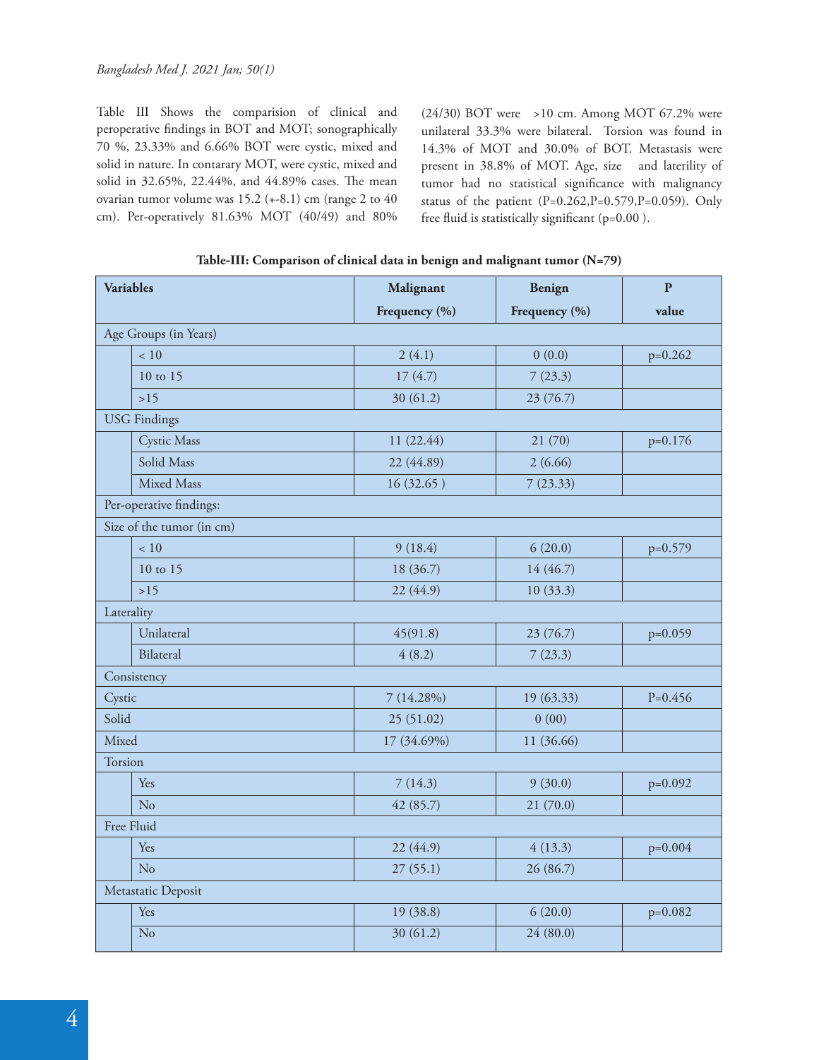Table III Shows the comparision of clinical and peroperative findings in BOT and MOT; sonographically 70 %, 23.33% and 6.66% BOT were cystic, mixed and solid in nature. In contarary MOT, were cystic, mixed and solid in 32.65%, 22.44%, and 44.89% cases. The mean ovarian tumor volume was 15.2 (+-8.1) cm (range 2 to 40 cm). Per-operatively 81.63% MOT (40/49) and 80% (24/30) BOT were >10 cm. Among MOT 67.2% were unilateral 33.3% were bilateral. Torsion was found in 14.3% of MOT and 30.0% of BOT. Metastasis were present in 38.8% of MOT. Age, size and laterility of tumor had no statistical significance with malignancy status of the patient (P=0.262,P=0.579,P=0.059). Only free fluid is statistically significant (p=0.00 ).

**Table-III: Comparison of clinical data in benign and malignant tumor (N=79)**

| Variables | | Malignant Frequency (%) | Benign Frequency (%) | P value |
|---|---|---|---|---|
| Age Groups (in Years) | | | | |
| | < 10 | 2 (4.1) | 0 (0.0) | p=0.262 |
| | 10 to 15 | 17 (4.7) | 7 (23.3) | |
| | >15 | 30 (61.2) | 23 (76.7) | |
| USG Findings | | | | |
| | Cystic Mass | 11 (22.44) | 21 (70) | p=0.176 |
| | Solid Mass | 22 (44.89) | 2 (6.66) | |
| | Mixed Mass | 16 (32.65 ) | 7 (23.33) | |
| Per-operative findings: | | | | |
| Size of the tumor (in cm) | | | | |
| | < 10 | 9 (18.4) | 6 (20.0) | p=0.579 |
| | 10 to 15 | 18 (36.7) | 14 (46.7) | |
| | >15 | 22 (44.9) | 10 (33.3) | |
| Laterality | | | | |
| | Unilateral | 45(91.8) | 23 (76.7) | p=0.059 |
| | Bilateral | 4 (8.2) | 7 (23.3) | |
| Consistency | | | | |
| Cystic | | 7 (14.28%) | 19 (63.33) | P=0.456 |
| Solid | | 25 (51.02) | 0 (00) | |
| Mixed | | 17 (34.69%) | 11 (36.66) | |
| Torsion | | | | |
| | Yes | 7 (14.3) | 9 (30.0) | p=0.092 |
| | No | 42 (85.7) | 21 (70.0) | |
| Free Fluid | | | | |
| | Yes | 22 (44.9) | 4 (13.3) | p=0.004 |
| | No | 27 (55.1) | 26 (86.7) | |
| Metastatic Deposit | | | | |
| | Yes | 19 (38.8) | 6 (20.0) | p=0.082 |
| | No | 30 (61.2) | 24 (80.0) | |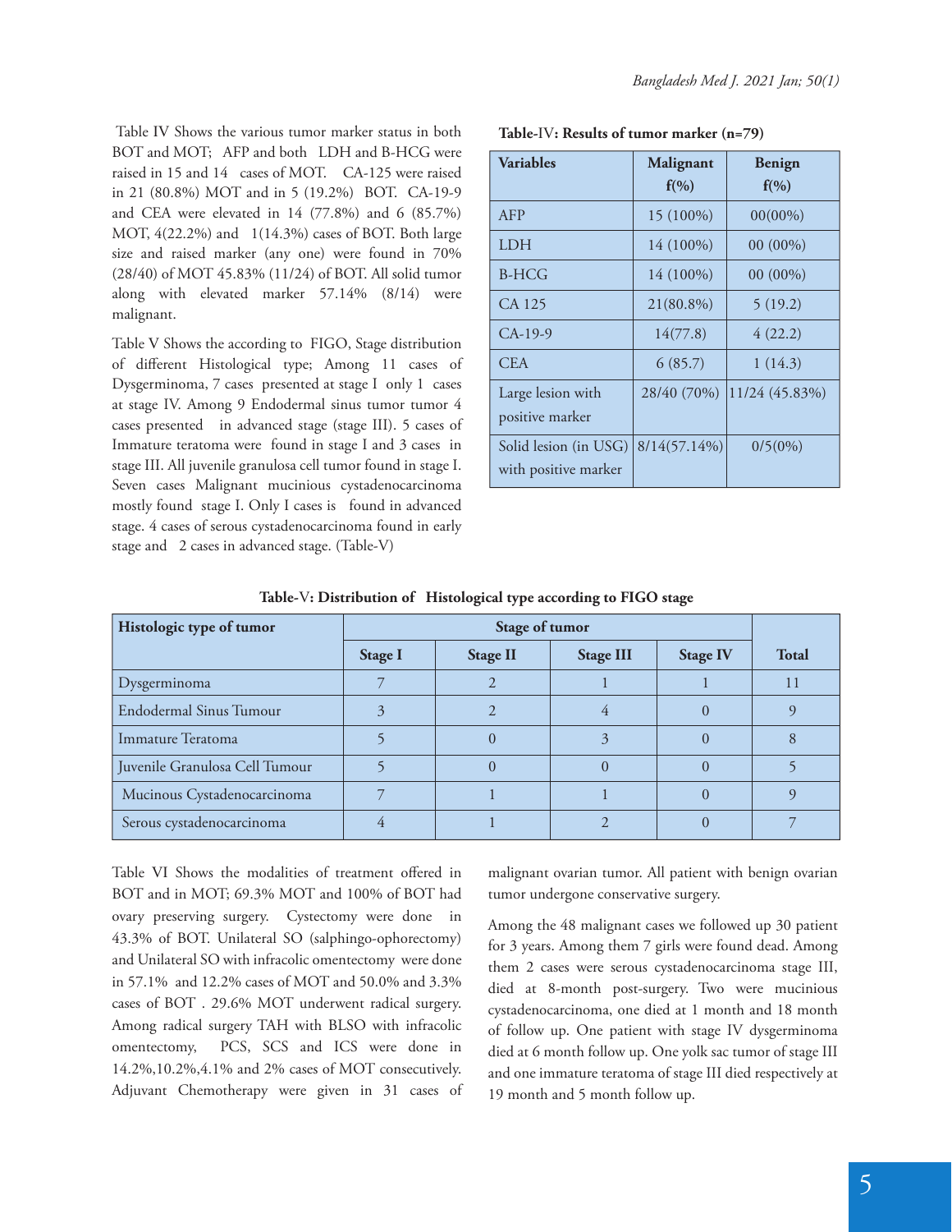Table IV Shows the various tumor marker status in both BOT and MOT; AFP and both LDH and B-HCG were raised in 15 and 14 cases of MOT. CA-125 were raised in 21 (80.8%) MOT and in 5 (19.2%) BOT. CA-19-9 and CEA were elevated in 14 (77.8%) and 6 (85.7%) MOT, 4(22.2%) and 1(14.3%) cases of BOT. Both large size and raised marker (any one) were found in 70% (28/40) of MOT 45.83% (11/24) of BOT. All solid tumor along with elevated marker 57.14% (8/14) were malignant.

Table V Shows the according to FIGO, Stage distribution of different Histological type; Among 11 cases of Dysgerminoma, 7 cases presented at stage I only 1 cases at stage IV. Among 9 Endodermal sinus tumor tumor 4 cases presented in advanced stage (stage III). 5 cases of Immature teratoma were found in stage I and 3 cases in stage III. All juvenile granulosa cell tumor found in stage I. Seven cases Malignant mucinious cystadenocarcinoma mostly found stage I. Only I cases is found in advanced stage. 4 cases of serous cystadenocarcinoma found in early stage and 2 cases in advanced stage. (Table-V)

**Table-IV: Results of tumor marker (n=79)**

| Variables | Malignant f(%) | Benign f(%) |
|---|---|---|
| AFP | 15 (100%) | 00(00%) |
| LDH | 14 (100%) | 00 (00%) |
| B-HCG | 14 (100%) | 00 (00%) |
| CA 125 | 21(80.8%) | 5 (19.2) |
| CA-19-9 | 14(77.8) | 4 (22.2) |
| CEA | 6 (85.7) | 1 (14.3) |
| Large lesion with positive marker | 28/40 (70%) | 11/24 (45.83%) |
| Solid lesion (in USG) with positive marker | 8/14(57.14%) | 0/5(0%) |

**Table-V: Distribution of Histological type according to FIGO stage**

| Histologic type of tumor | Stage of tumor | | | | |
|---|---|---|---|---|---|
| | Stage I | Stage II | Stage III | Stage IV | Total |
| Dysgerminoma | 7 | 2 | 1 | 1 | 11 |
| Endodermal Sinus Tumour | 3 | 2 | 4 | 0 | 9 |
| Immature Teratoma | 5 | 0 | 3 | 0 | 8 |
| Juvenile Granulosa Cell Tumour | 5 | 0 | 0 | 0 | 5 |
| Mucinous Cystadenocarcinoma | 7 | 1 | 1 | 0 | 9 |
| Serous cystadenocarcinoma | 4 | 1 | 2 | 0 | 7 |

Table VI Shows the modalities of treatment offered in BOT and in MOT; 69.3% MOT and 100% of BOT had ovary preserving surgery. Cystectomy were done in 43.3% of BOT. Unilateral SO (salphingo-ophorectomy) and Unilateral SO with infracolic omentectomy were done in 57.1% and 12.2% cases of MOT and 50.0% and 3.3% cases of BOT . 29.6% MOT underwent radical surgery. Among radical surgery TAH with BLSO with infracolic omentectomy, PCS, SCS and ICS were done in 14.2%,10.2%,4.1% and 2% cases of MOT consecutively. Adjuvant Chemotherapy were given in 31 cases of malignant ovarian tumor. All patient with benign ovarian tumor undergone conservative surgery.

Among the 48 malignant cases we followed up 30 patient for 3 years. Among them 7 girls were found dead. Among them 2 cases were serous cystadenocarcinoma stage III, died at 8-month post-surgery. Two were mucinious cystadenocarcinoma, one died at 1 month and 18 month of follow up. One patient with stage IV dysgerminoma died at 6 month follow up. One yolk sac tumor of stage III and one immature teratoma of stage III died respectively at 19 month and 5 month follow up.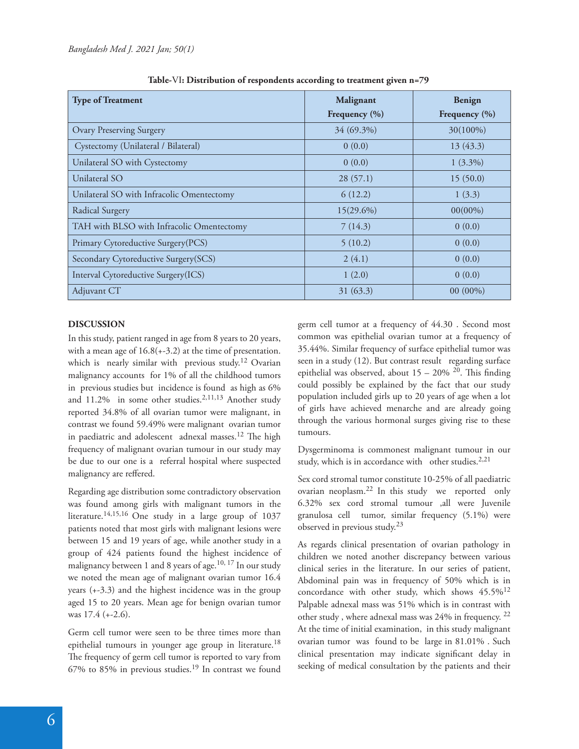**Table-VI: Distribution of respondents according to treatment given n=79**

| Type of Treatment | Malignant Frequency (%) | Benign Frequency (%) |
|---|---|---|
| Ovary Preserving Surgery | 34 (69.3%) | 30(100%) |
| Cystectomy (Unilateral / Bilateral) | 0 (0.0) | 13 (43.3) |
| Unilateral SO with Cystectomy | 0 (0.0) | 1 (3.3%) |
| Unilateral SO | 28 (57.1) | 15 (50.0) |
| Unilateral SO with Infracolic Omentectomy | 6 (12.2) | 1 (3.3) |
| Radical Surgery | 15(29.6%) | 00(00%) |
| TAH with BLSO with Infracolic Omentectomy | 7 (14.3) | 0 (0.0) |
| Primary Cytoreductive Surgery(PCS) | 5 (10.2) | 0 (0.0) |
| Secondary Cytoreductive Surgery(SCS) | 2 (4.1) | 0 (0.0) |
| Interval Cytoreductive Surgery(ICS) | 1 (2.0) | 0 (0.0) |
| Adjuvant CT | 31 (63.3) | 00 (00%) |

## DISCUSSION

In this study, patient ranged in age from 8 years to 20 years, with a mean age of 16.8(+-3.2) at the time of presentation. which is nearly similar with previous study.[12] Ovarian malignancy accounts for 1% of all the childhood tumors in previous studies but incidence is found as high as 6% and 11.2% in some other studies.[2,11,13] Another study reported 34.8% of all ovarian tumor were malignant, in contrast we found 59.49% were malignant ovarian tumor in paediatric and adolescent adnexal masses.[12] The high frequency of malignant ovarian tumour in our study may be due to our one is a referral hospital where suspected malignancy are reffered.

Regarding age distribution some contradictory observation was found among girls with malignant tumors in the literature.[14,15,16] One study in a large group of 1037 patients noted that most girls with malignant lesions were between 15 and 19 years of age, while another study in a group of 424 patients found the highest incidence of malignancy between 1 and 8 years of age.[10, 17] In our study we noted the mean age of malignant ovarian tumor 16.4 years (+-3.3) and the highest incidence was in the group aged 15 to 20 years. Mean age for benign ovarian tumor was 17.4 (+-2.6).

Germ cell tumor were seen to be three times more than epithelial tumours in younger age group in literature.[18] The frequency of germ cell tumor is reported to vary from 67% to 85% in previous studies.[19] In contrast we found germ cell tumor at a frequency of 44.30 . Second most common was epithelial ovarian tumor at a frequency of 35.44%. Similar frequency of surface epithelial tumor was seen in a study (12). But contrast result regarding surface epithelial was observed, about 15 – 20% [20]. This finding could possibly be explained by the fact that our study population included girls up to 20 years of age when a lot of girls have achieved menarche and are already going through the various hormonal surges giving rise to these tumours.

Dysgerminoma is commonest malignant tumour in our study, which is in accordance with other studies.[2,21]

Sex cord stromal tumor constitute 10-25% of all paediatric ovarian neoplasm.[22] In this study we reported only 6.32% sex cord stromal tumour ,all were Juvenile granulosa cell tumor, similar frequency (5.1%) were observed in previous study.[23]

As regards clinical presentation of ovarian pathology in children we noted another discrepancy between various clinical series in the literature. In our series of patient, Abdominal pain was in frequency of 50% which is in concordance with other study, which shows 45.5%[12] Palpable adnexal mass was 51% which is in contrast with other study , where adnexal mass was 24% in frequency. [22] At the time of initial examination, in this study malignant ovarian tumor was found to be large in 81.01% . Such clinical presentation may indicate significant delay in seeking of medical consultation by the patients and their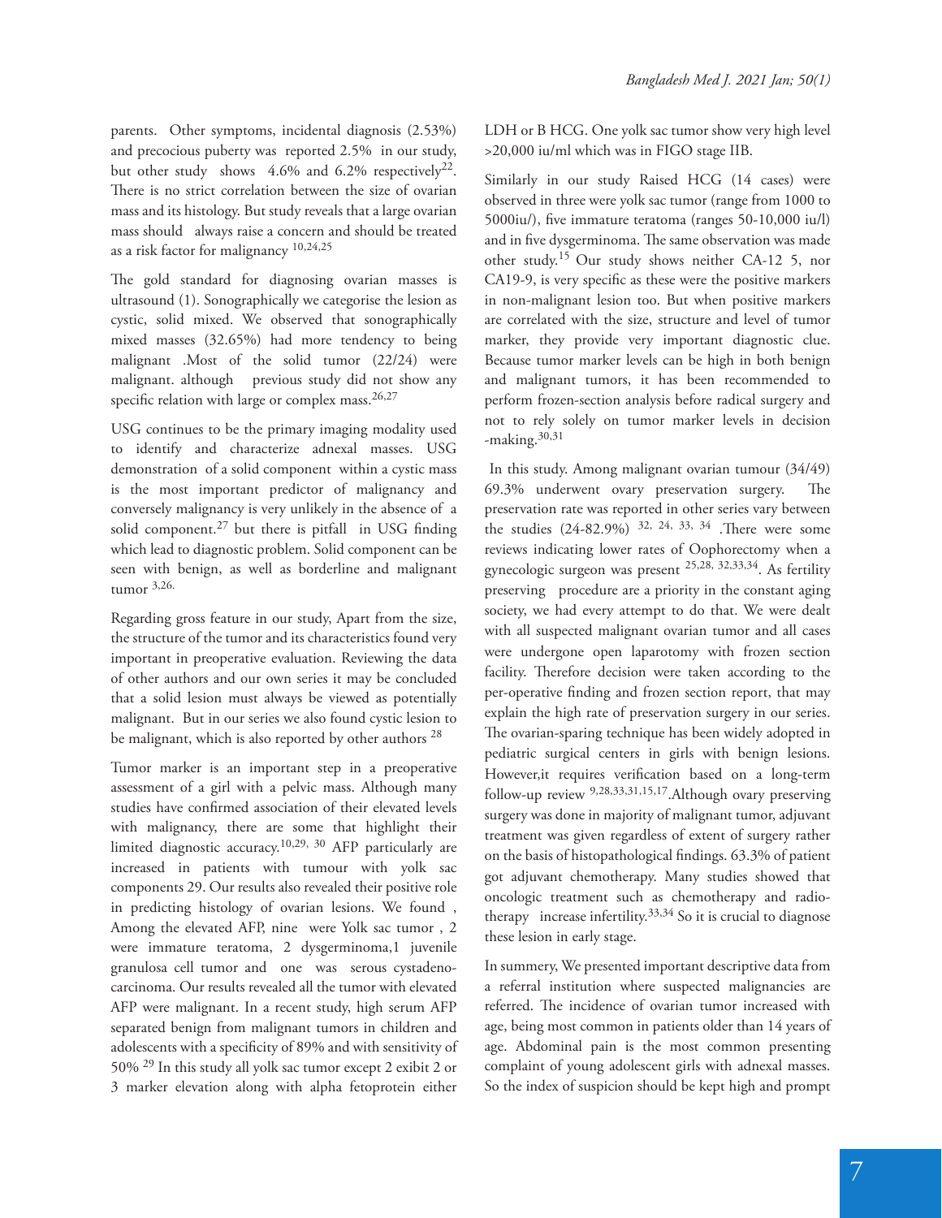parents. Other symptoms, incidental diagnosis (2.53%) and precocious puberty was reported 2.5% in our study, but other study shows 4.6% and 6.2% respectively[22]. There is no strict correlation between the size of ovarian mass and its histology. But study reveals that a large ovarian mass should always raise a concern and should be treated as a risk factor for malignancy [10,24,25]

The gold standard for diagnosing ovarian masses is ultrasound (1). Sonographically we categorise the lesion as cystic, solid mixed. We observed that sonographically mixed masses (32.65%) had more tendency to being malignant .Most of the solid tumor (22/24) were malignant. although previous study did not show any specific relation with large or complex mass.[26,27]

USG continues to be the primary imaging modality used to identify and characterize adnexal masses. USG demonstration of a solid component within a cystic mass is the most important predictor of malignancy and conversely malignancy is very unlikely in the absence of a solid component.[27] but there is pitfall in USG finding which lead to diagnostic problem. Solid component can be seen with benign, as well as borderline and malignant tumor [3,26.]

Regarding gross feature in our study, Apart from the size, the structure of the tumor and its characteristics found very important in preoperative evaluation. Reviewing the data of other authors and our own series it may be concluded that a solid lesion must always be viewed as potentially malignant. But in our series we also found cystic lesion to be malignant, which is also reported by other authors [28]

Tumor marker is an important step in a preoperative assessment of a girl with a pelvic mass. Although many studies have confirmed association of their elevated levels with malignancy, there are some that highlight their limited diagnostic accuracy.[10,29, 30] AFP particularly are increased in patients with tumour with yolk sac components 29. Our results also revealed their positive role in predicting histology of ovarian lesions. We found , Among the elevated AFP, nine were Yolk sac tumor , 2 were immature teratoma, 2 dysgerminoma,1 juvenile granulosa cell tumor and one was serous cystadeno-carcinoma. Our results revealed all the tumor with elevated AFP were malignant. In a recent study, high serum AFP separated benign from malignant tumors in children and adolescents with a specificity of 89% and with sensitivity of 50% [29] In this study all yolk sac tumor except 2 exibit 2 or 3 marker elevation along with alpha fetoprotein either LDH or B HCG. One yolk sac tumor show very high level >20,000 iu/ml which was in FIGO stage IIB.

Similarly in our study Raised HCG (14 cases) were observed in three were yolk sac tumor (range from 1000 to 5000iu/), five immature teratoma (ranges 50-10,000 iu/l) and in five dysgerminoma. The same observation was made other study.[15] Our study shows neither CA-12 5, nor CA19-9, is very specific as these were the positive markers in non-malignant lesion too. But when positive markers are correlated with the size, structure and level of tumor marker, they provide very important diagnostic clue. Because tumor marker levels can be high in both benign and malignant tumors, it has been recommended to perform frozen-section analysis before radical surgery and not to rely solely on tumor marker levels in decision -making.[30,31]

In this study. Among malignant ovarian tumour (34/49) 69.3% underwent ovary preservation surgery. The preservation rate was reported in other series vary between the studies (24-82.9%) [32, 24, 33, 34] .There were some reviews indicating lower rates of Oophorectomy when a gynecologic surgeon was present [25,28, 32,33,34]. As fertility preserving procedure are a priority in the constant aging society, we had every attempt to do that. We were dealt with all suspected malignant ovarian tumor and all cases were undergone open laparotomy with frozen section facility. Therefore decision were taken according to the per-operative finding and frozen section report, that may explain the high rate of preservation surgery in our series. The ovarian-sparing technique has been widely adopted in pediatric surgical centers in girls with benign lesions. However,it requires verification based on a long-term follow-up review [9,28,33,31,15,17].Although ovary preserving surgery was done in majority of malignant tumor, adjuvant treatment was given regardless of extent of surgery rather on the basis of histopathological findings. 63.3% of patient got adjuvant chemotherapy. Many studies showed that oncologic treatment such as chemotherapy and radio-therapy increase infertility.[33,34] So it is crucial to diagnose these lesion in early stage.

In summery, We presented important descriptive data from a referral institution where suspected malignancies are referred. The incidence of ovarian tumor increased with age, being most common in patients older than 14 years of age. Abdominal pain is the most common presenting complaint of young adolescent girls with adnexal masses. So the index of suspicion should be kept high and prompt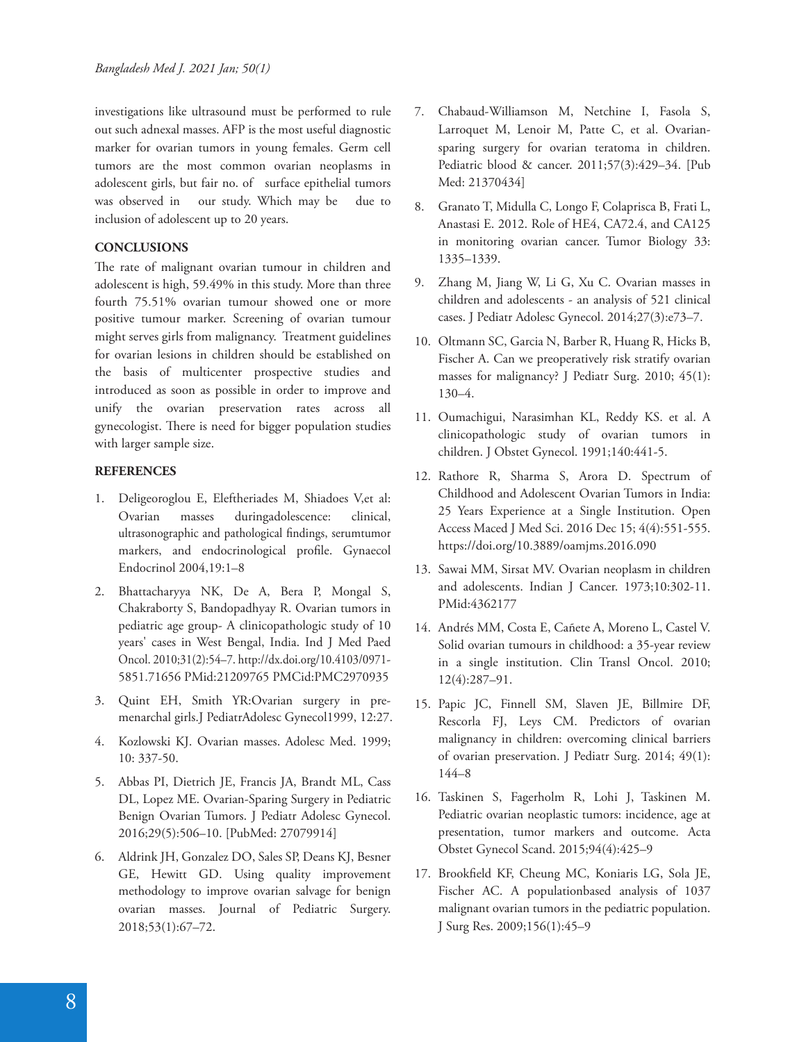investigations like ultrasound must be performed to rule out such adnexal masses. AFP is the most useful diagnostic marker for ovarian tumors in young females. Germ cell tumors are the most common ovarian neoplasms in adolescent girls, but fair no. of surface epithelial tumors was observed in our study. Which may be due to inclusion of adolescent up to 20 years.

## CONCLUSIONS

The rate of malignant ovarian tumour in children and adolescent is high, 59.49% in this study. More than three fourth 75.51% ovarian tumour showed one or more positive tumour marker. Screening of ovarian tumour might serves girls from malignancy. Treatment guidelines for ovarian lesions in children should be established on the basis of multicenter prospective studies and introduced as soon as possible in order to improve and unify the ovarian preservation rates across all gynecologist. There is need for bigger population studies with larger sample size.

## REFERENCES

1. Deligeoroglou E, Eleftheriades M, Shiadoes V,et al: Ovarian masses duringadolescence: clinical, ultrasonographic and pathological findings, serumtumor markers, and endocrinological profile. Gynaecol Endocrinol 2004,19:1–8
2. Bhattacharyya NK, De A, Bera P, Mongal S, Chakraborty S, Bandopadhyay R. Ovarian tumors in pediatric age group- A clinicopathologic study of 10 years' cases in West Bengal, India. Ind J Med Paed Oncol. 2010;31(2):54–7. http://dx.doi.org/10.4103/0971-5851.71656 PMid:21209765 PMCid:PMC2970935
3. Quint EH, Smith YR:Ovarian surgery in pre-menarchal girls.J PediatrAdolesc Gynecol1999, 12:27.
4. Kozlowski KJ. Ovarian masses. Adolesc Med. 1999; 10: 337-50.
5. Abbas PI, Dietrich JE, Francis JA, Brandt ML, Cass DL, Lopez ME. Ovarian-Sparing Surgery in Pediatric Benign Ovarian Tumors. J Pediatr Adolesc Gynecol. 2016;29(5):506–10. [PubMed: 27079914]
6. Aldrink JH, Gonzalez DO, Sales SP, Deans KJ, Besner GE, Hewitt GD. Using quality improvement methodology to improve ovarian salvage for benign ovarian masses. Journal of Pediatric Surgery. 2018;53(1):67–72.
7. Chabaud-Williamson M, Netchine I, Fasola S, Larroquet M, Lenoir M, Patte C, et al. Ovarian-sparing surgery for ovarian teratoma in children. Pediatric blood & cancer. 2011;57(3):429–34. [Pub Med: 21370434]
8. Granato T, Midulla C, Longo F, Colaprisca B, Frati L, Anastasi E. 2012. Role of HE4, CA72.4, and CA125 in monitoring ovarian cancer. Tumor Biology 33: 1335–1339.
9. Zhang M, Jiang W, Li G, Xu C. Ovarian masses in children and adolescents - an analysis of 521 clinical cases. J Pediatr Adolesc Gynecol. 2014;27(3):e73–7.
10. Oltmann SC, Garcia N, Barber R, Huang R, Hicks B, Fischer A. Can we preoperatively risk stratify ovarian masses for malignancy? J Pediatr Surg. 2010; 45(1): 130–4.
11. Oumachigui, Narasimhan KL, Reddy KS. et al. A clinicopathologic study of ovarian tumors in children. J Obstet Gynecol. 1991;140:441-5.
12. Rathore R, Sharma S, Arora D. Spectrum of Childhood and Adolescent Ovarian Tumors in India: 25 Years Experience at a Single Institution. Open Access Maced J Med Sci. 2016 Dec 15; 4(4):551-555. https://doi.org/10.3889/oamjms.2016.090
13. Sawai MM, Sirsat MV. Ovarian neoplasm in children and adolescents. Indian J Cancer. 1973;10:302-11. PMid:4362177
14. Andrés MM, Costa E, Cañete A, Moreno L, Castel V. Solid ovarian tumours in childhood: a 35-year review in a single institution. Clin Transl Oncol. 2010; 12(4):287–91.
15. Papic JC, Finnell SM, Slaven JE, Billmire DF, Rescorla FJ, Leys CM. Predictors of ovarian malignancy in children: overcoming clinical barriers of ovarian preservation. J Pediatr Surg. 2014; 49(1): 144–8
16. Taskinen S, Fagerholm R, Lohi J, Taskinen M. Pediatric ovarian neoplastic tumors: incidence, age at presentation, tumor markers and outcome. Acta Obstet Gynecol Scand. 2015;94(4):425–9
17. Brookfield KF, Cheung MC, Koniaris LG, Sola JE, Fischer AC. A populationbased analysis of 1037 malignant ovarian tumors in the pediatric population. J Surg Res. 2009;156(1):45–9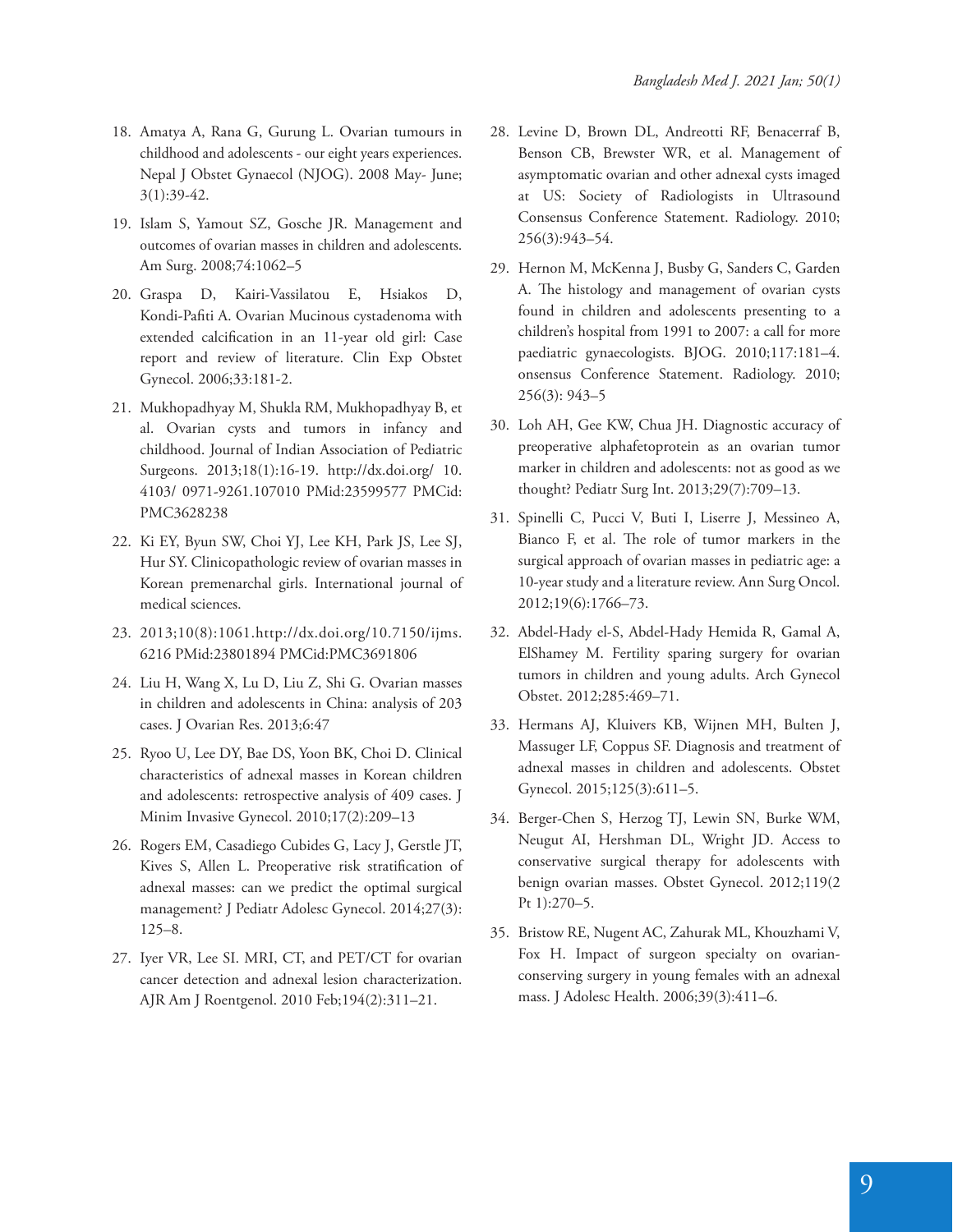18. Amatya A, Rana G, Gurung L. Ovarian tumours in childhood and adolescents - our eight years experiences. Nepal J Obstet Gynaecol (NJOG). 2008 May- June; 3(1):39-42.

19. Islam S, Yamout SZ, Gosche JR. Management and outcomes of ovarian masses in children and adolescents. Am Surg. 2008;74:1062–5

20. Graspa D, Kairi-Vassilatou E, Hsiakos D, Kondi-Pafiti A. Ovarian Mucinous cystadenoma with extended calcification in an 11-year old girl: Case report and review of literature. Clin Exp Obstet Gynecol. 2006;33:181-2.

21. Mukhopadhyay M, Shukla RM, Mukhopadhyay B, et al. Ovarian cysts and tumors in infancy and childhood. Journal of Indian Association of Pediatric Surgeons. 2013;18(1):16-19. http://dx.doi.org/ 10. 4103/ 0971-9261.107010 PMid:23599577 PMCid: PMC3628238

22. Ki EY, Byun SW, Choi YJ, Lee KH, Park JS, Lee SJ, Hur SY. Clinicopathologic review of ovarian masses in Korean premenarchal girls. International journal of medical sciences.

23. 2013;10(8):1061.http://dx.doi.org/10.7150/ijms. 6216 PMid:23801894 PMCid:PMC3691806

24. Liu H, Wang X, Lu D, Liu Z, Shi G. Ovarian masses in children and adolescents in China: analysis of 203 cases. J Ovarian Res. 2013;6:47

25. Ryoo U, Lee DY, Bae DS, Yoon BK, Choi D. Clinical characteristics of adnexal masses in Korean children and adolescents: retrospective analysis of 409 cases. J Minim Invasive Gynecol. 2010;17(2):209–13

26. Rogers EM, Casadiego Cubides G, Lacy J, Gerstle JT, Kives S, Allen L. Preoperative risk stratification of adnexal masses: can we predict the optimal surgical management? J Pediatr Adolesc Gynecol. 2014;27(3): 125–8.

27. Iyer VR, Lee SI. MRI, CT, and PET/CT for ovarian cancer detection and adnexal lesion characterization. AJR Am J Roentgenol. 2010 Feb;194(2):311–21.

28. Levine D, Brown DL, Andreotti RF, Benacerraf B, Benson CB, Brewster WR, et al. Management of asymptomatic ovarian and other adnexal cysts imaged at US: Society of Radiologists in Ultrasound Consensus Conference Statement. Radiology. 2010; 256(3):943–54.

29. Hernon M, McKenna J, Busby G, Sanders C, Garden A. The histology and management of ovarian cysts found in children and adolescents presenting to a children's hospital from 1991 to 2007: a call for more paediatric gynaecologists. BJOG. 2010;117:181–4. onsensus Conference Statement. Radiology. 2010; 256(3): 943–5

30. Loh AH, Gee KW, Chua JH. Diagnostic accuracy of preoperative alphafetoprotein as an ovarian tumor marker in children and adolescents: not as good as we thought? Pediatr Surg Int. 2013;29(7):709–13.

31. Spinelli C, Pucci V, Buti I, Liserre J, Messineo A, Bianco F, et al. The role of tumor markers in the surgical approach of ovarian masses in pediatric age: a 10-year study and a literature review. Ann Surg Oncol. 2012;19(6):1766–73.

32. Abdel-Hady el-S, Abdel-Hady Hemida R, Gamal A, ElShamey M. Fertility sparing surgery for ovarian tumors in children and young adults. Arch Gynecol Obstet. 2012;285:469–71.

33. Hermans AJ, Kluivers KB, Wijnen MH, Bulten J, Massuger LF, Coppus SF. Diagnosis and treatment of adnexal masses in children and adolescents. Obstet Gynecol. 2015;125(3):611–5.

34. Berger-Chen S, Herzog TJ, Lewin SN, Burke WM, Neugut AI, Hershman DL, Wright JD. Access to conservative surgical therapy for adolescents with benign ovarian masses. Obstet Gynecol. 2012;119(2 Pt 1):270–5.

35. Bristow RE, Nugent AC, Zahurak ML, Khouzhami V, Fox H. Impact of surgeon specialty on ovarian-conserving surgery in young females with an adnexal mass. J Adolesc Health. 2006;39(3):411–6.